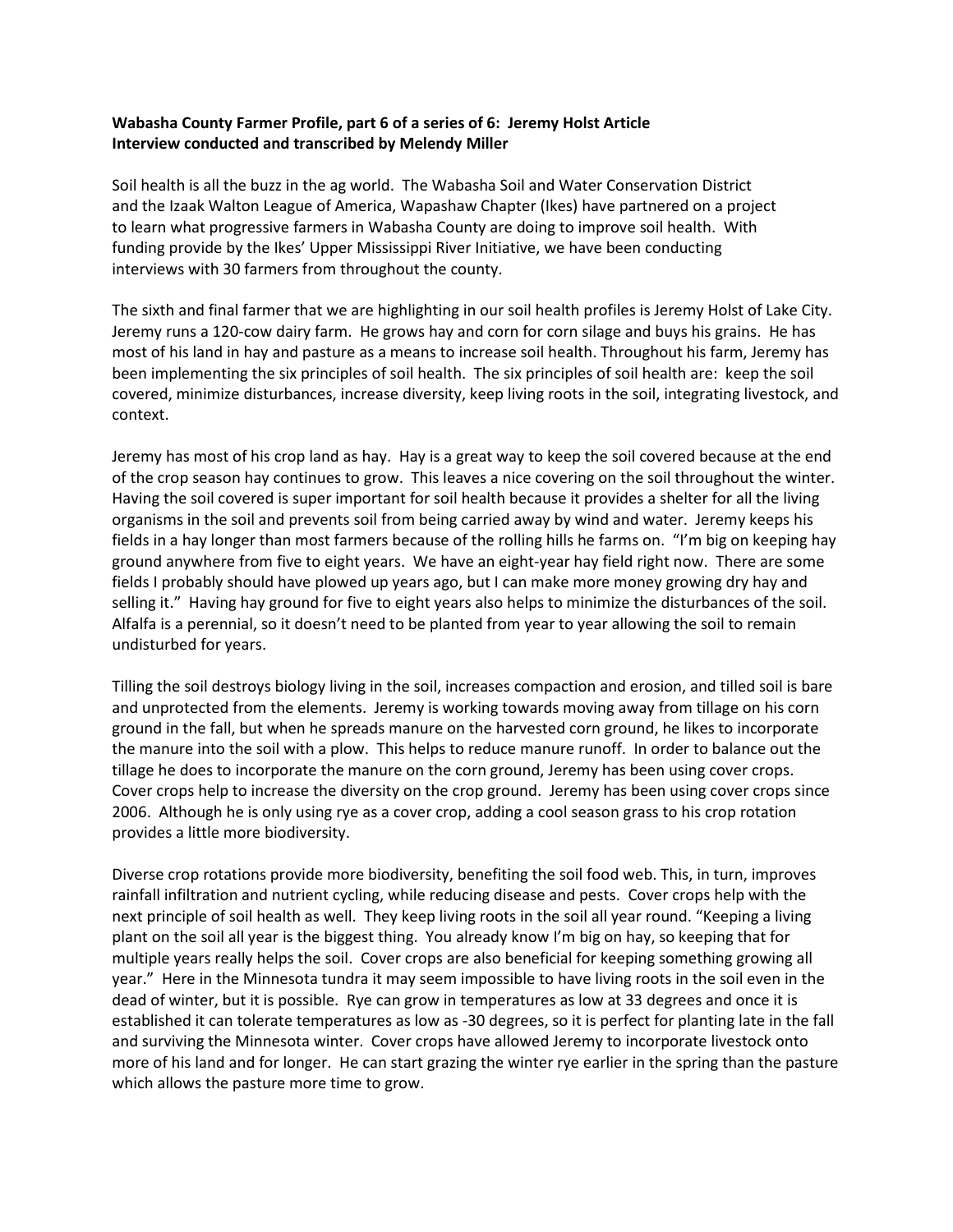**Wabasha County Farmer Profile, part 6 of a series of 6: Jeremy Holst Article**
**Interview conducted and transcribed by Melendy Miller**

Soil health is all the buzz in the ag world. The Wabasha Soil and Water Conservation District and the Izaak Walton League of America, Wapashaw Chapter (Ikes) have partnered on a project to learn what progressive farmers in Wabasha County are doing to improve soil health. With funding provide by the Ikes' Upper Mississippi River Initiative, we have been conducting interviews with 30 farmers from throughout the county.

The sixth and final farmer that we are highlighting in our soil health profiles is Jeremy Holst of Lake City. Jeremy runs a 120-cow dairy farm. He grows hay and corn for corn silage and buys his grains. He has most of his land in hay and pasture as a means to increase soil health. Throughout his farm, Jeremy has been implementing the six principles of soil health. The six principles of soil health are: keep the soil covered, minimize disturbances, increase diversity, keep living roots in the soil, integrating livestock, and context.

Jeremy has most of his crop land as hay. Hay is a great way to keep the soil covered because at the end of the crop season hay continues to grow. This leaves a nice covering on the soil throughout the winter. Having the soil covered is super important for soil health because it provides a shelter for all the living organisms in the soil and prevents soil from being carried away by wind and water. Jeremy keeps his fields in a hay longer than most farmers because of the rolling hills he farms on. "I'm big on keeping hay ground anywhere from five to eight years. We have an eight-year hay field right now. There are some fields I probably should have plowed up years ago, but I can make more money growing dry hay and selling it." Having hay ground for five to eight years also helps to minimize the disturbances of the soil. Alfalfa is a perennial, so it doesn't need to be planted from year to year allowing the soil to remain undisturbed for years.

Tilling the soil destroys biology living in the soil, increases compaction and erosion, and tilled soil is bare and unprotected from the elements. Jeremy is working towards moving away from tillage on his corn ground in the fall, but when he spreads manure on the harvested corn ground, he likes to incorporate the manure into the soil with a plow. This helps to reduce manure runoff. In order to balance out the tillage he does to incorporate the manure on the corn ground, Jeremy has been using cover crops. Cover crops help to increase the diversity on the crop ground. Jeremy has been using cover crops since 2006. Although he is only using rye as a cover crop, adding a cool season grass to his crop rotation provides a little more biodiversity.

Diverse crop rotations provide more biodiversity, benefiting the soil food web. This, in turn, improves rainfall infiltration and nutrient cycling, while reducing disease and pests. Cover crops help with the next principle of soil health as well. They keep living roots in the soil all year round. "Keeping a living plant on the soil all year is the biggest thing. You already know I'm big on hay, so keeping that for multiple years really helps the soil. Cover crops are also beneficial for keeping something growing all year." Here in the Minnesota tundra it may seem impossible to have living roots in the soil even in the dead of winter, but it is possible. Rye can grow in temperatures as low at 33 degrees and once it is established it can tolerate temperatures as low as -30 degrees, so it is perfect for planting late in the fall and surviving the Minnesota winter. Cover crops have allowed Jeremy to incorporate livestock onto more of his land and for longer. He can start grazing the winter rye earlier in the spring than the pasture which allows the pasture more time to grow.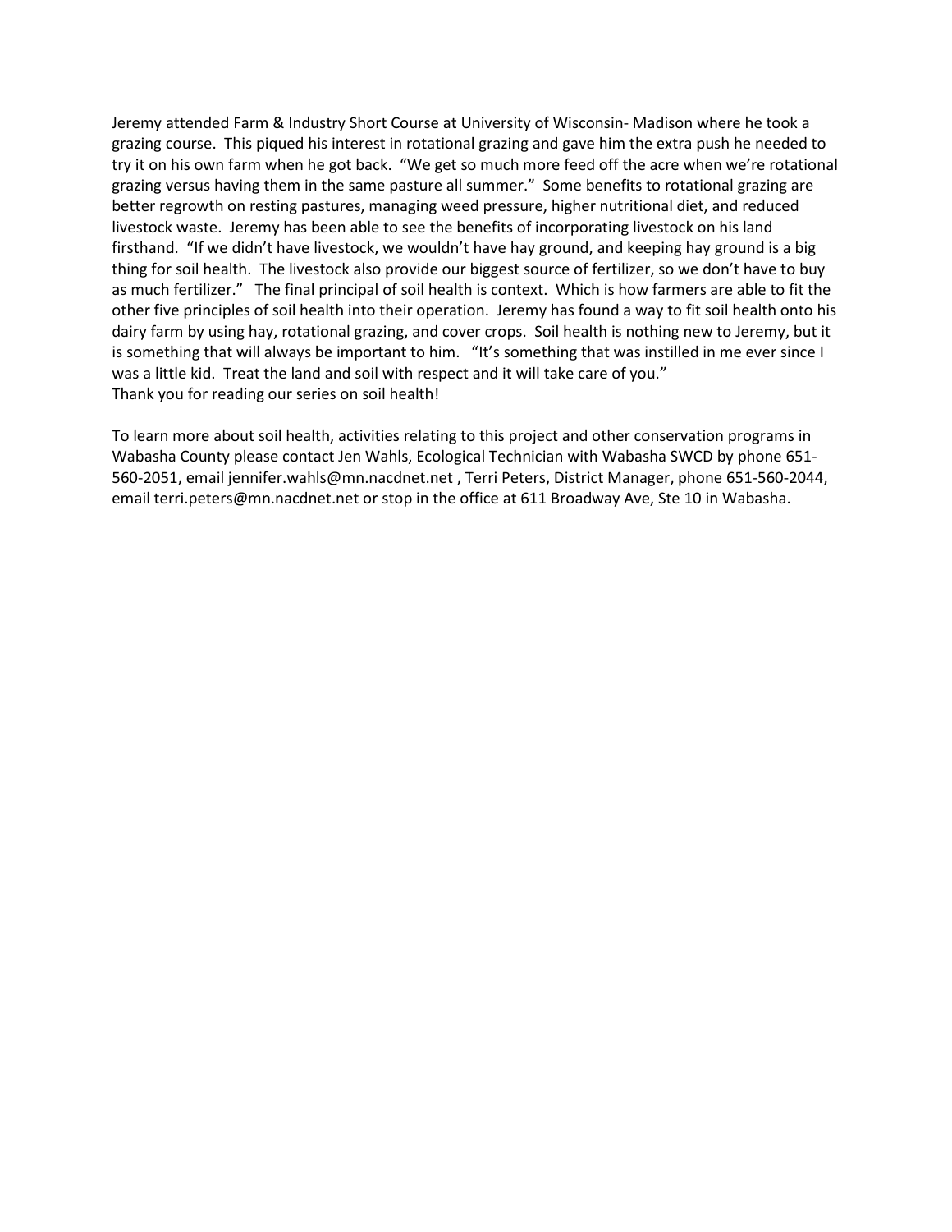Jeremy attended Farm & Industry Short Course at University of Wisconsin- Madison where he took a grazing course. This piqued his interest in rotational grazing and gave him the extra push he needed to try it on his own farm when he got back. "We get so much more feed off the acre when we're rotational grazing versus having them in the same pasture all summer." Some benefits to rotational grazing are better regrowth on resting pastures, managing weed pressure, higher nutritional diet, and reduced livestock waste. Jeremy has been able to see the benefits of incorporating livestock on his land firsthand. "If we didn't have livestock, we wouldn't have hay ground, and keeping hay ground is a big thing for soil health. The livestock also provide our biggest source of fertilizer, so we don't have to buy as much fertilizer." The final principal of soil health is context. Which is how farmers are able to fit the other five principles of soil health into their operation. Jeremy has found a way to fit soil health onto his dairy farm by using hay, rotational grazing, and cover crops. Soil health is nothing new to Jeremy, but it is something that will always be important to him. "It's something that was instilled in me ever since I was a little kid. Treat the land and soil with respect and it will take care of you."
Thank you for reading our series on soil health!

To learn more about soil health, activities relating to this project and other conservation programs in Wabasha County please contact Jen Wahls, Ecological Technician with Wabasha SWCD by phone 651-560-2051, email jennifer.wahls@mn.nacdnet.net , Terri Peters, District Manager, phone 651-560-2044, email terri.peters@mn.nacdnet.net or stop in the office at 611 Broadway Ave, Ste 10 in Wabasha.